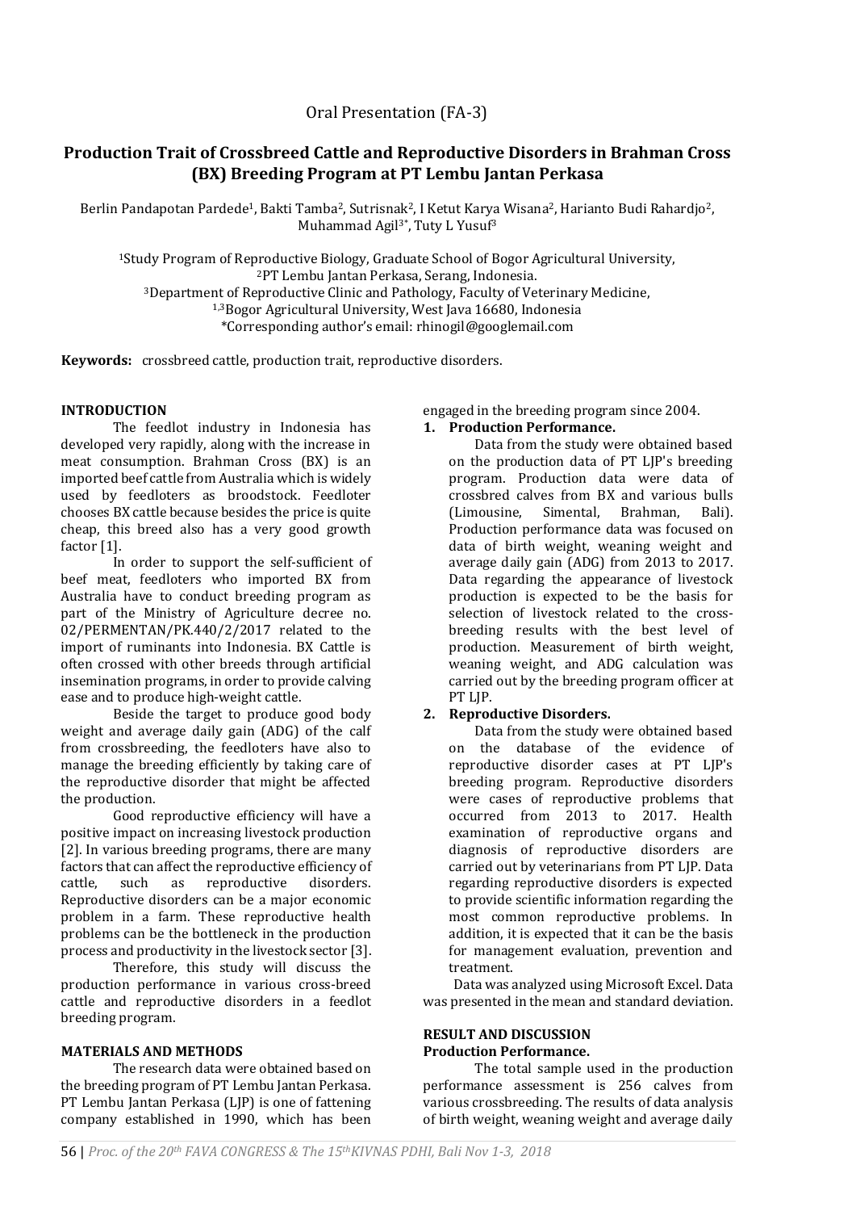Oral Presentation (FA-3)

# Production Trait of Crossbreed Cattle and Reproductive Disorders in Brahman Cross (BX) Breeding Program at PT Lembu Jantan Perkasa

Berlin Pandapotan Pardede[1], Bakti Tamba[2], Sutrisnak[2], I Ketut Karya Wisana[2], Harianto Budi Rahardjo[2], Muhammad Agil[3*], Tuty L Yusuf[3]

[1]Study Program of Reproductive Biology, Graduate School of Bogor Agricultural University,
[2]PT Lembu Jantan Perkasa, Serang, Indonesia.
[3]Department of Reproductive Clinic and Pathology, Faculty of Veterinary Medicine,
[1,3]Bogor Agricultural University, West Java 16680, Indonesia
*Corresponding author's email: rhinogil@googlemail.com

**Keywords:** crossbreed cattle, production trait, reproductive disorders.

## INTRODUCTION

The feedlot industry in Indonesia has developed very rapidly, along with the increase in meat consumption. Brahman Cross (BX) is an imported beef cattle from Australia which is widely used by feedloters as broodstock. Feedloter chooses BX cattle because besides the price is quite cheap, this breed also has a very good growth factor [1].

In order to support the self-sufficient of beef meat, feedloters who imported BX from Australia have to conduct breeding program as part of the Ministry of Agriculture decree no. 02/PERMENTAN/PK.440/2/2017 related to the import of ruminants into Indonesia. BX Cattle is often crossed with other breeds through artificial insemination programs, in order to provide calving ease and to produce high-weight cattle.

Beside the target to produce good body weight and average daily gain (ADG) of the calf from crossbreeding, the feedloters have also to manage the breeding efficiently by taking care of the reproductive disorder that might be affected the production.

Good reproductive efficiency will have a positive impact on increasing livestock production [2]. In various breeding programs, there are many factors that can affect the reproductive efficiency of cattle, such as reproductive disorders. Reproductive disorders can be a major economic problem in a farm. These reproductive health problems can be the bottleneck in the production process and productivity in the livestock sector [3].

Therefore, this study will discuss the production performance in various cross-breed cattle and reproductive disorders in a feedlot breeding program.

## MATERIALS AND METHODS

The research data were obtained based on the breeding program of PT Lembu Jantan Perkasa. PT Lembu Jantan Perkasa (LJP) is one of fattening company established in 1990, which has been engaged in the breeding program since 2004.

1. **Production Performance.**

   Data from the study were obtained based on the production data of PT LJP's breeding program. Production data were data of crossbred calves from BX and various bulls (Limousine, Simental, Brahman, Bali). Production performance data was focused on data of birth weight, weaning weight and average daily gain (ADG) from 2013 to 2017. Data regarding the appearance of livestock production is expected to be the basis for selection of livestock related to the cross-breeding results with the best level of production. Measurement of birth weight, weaning weight, and ADG calculation was carried out by the breeding program officer at PT LJP.

2. **Reproductive Disorders.**

   Data from the study were obtained based on the database of the evidence of reproductive disorder cases at PT LJP's breeding program. Reproductive disorders were cases of reproductive problems that occurred from 2013 to 2017. Health examination of reproductive organs and diagnosis of reproductive disorders are carried out by veterinarians from PT LJP. Data regarding reproductive disorders is expected to provide scientific information regarding the most common reproductive problems. In addition, it is expected that it can be the basis for management evaluation, prevention and treatment.

Data was analyzed using Microsoft Excel. Data was presented in the mean and standard deviation.

## RESULT AND DISCUSSION

### Production Performance.

The total sample used in the production performance assessment is 256 calves from various crossbreeding. The results of data analysis of birth weight, weaning weight and average daily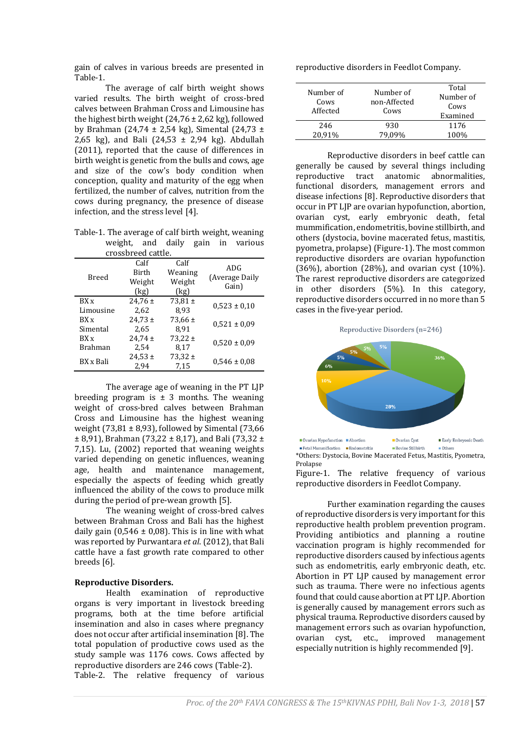gain of calves in various breeds are presented in Table-1.

The average of calf birth weight shows varied results. The birth weight of cross-bred calves between Brahman Cross and Limousine has the highest birth weight (24,76 ± 2,62 kg), followed by Brahman (24,74 ± 2,54 kg), Simental (24,73 ± 2,65 kg), and Bali (24,53 ± 2,94 kg). Abdullah (2011), reported that the cause of differences in birth weight is genetic from the bulls and cows, age and size of the cow's body condition when conception, quality and maturity of the egg when fertilized, the number of calves, nutrition from the cows during pregnancy, the presence of disease infection, and the stress level [4].

Table-1. The average of calf birth weight, weaning weight, and daily gain in various crossbreed cattle.

| Breed | Calf Birth Weight (kg) | Calf Weaning Weight (kg) | ADG (Average Daily Gain) |
|---|---|---|---|
| BX x Limousine | 24,76 ± 2,62 | 73,81 ± 8,93 | 0,523 ± 0,10 |
| BX x Simental | 24,73 ± 2,65 | 73,66 ± 8,91 | 0,521 ± 0,09 |
| BX x Brahman | 24,74 ± 2,54 | 73,22 ± 8,17 | 0,520 ± 0,09 |
| BX x Bali | 24,53 ± 2,94 | 73,32 ± 7,15 | 0,546 ± 0,08 |

The average age of weaning in the PT LJP breeding program is ± 3 months. The weaning weight of cross-bred calves between Brahman Cross and Limousine has the highest weaning weight (73,81 ± 8,93), followed by Simental (73,66 ± 8,91), Brahman (73,22 ± 8,17), and Bali (73,32 ± 7,15). Lu, (2002) reported that weaning weights varied depending on genetic influences, weaning age, health and maintenance management, especially the aspects of feeding which greatly influenced the ability of the cows to produce milk during the period of pre-wean growth [5].

The weaning weight of cross-bred calves between Brahman Cross and Bali has the highest daily gain (0,546 ± 0,08). This is in line with what was reported by Purwantara *et al*. (2012), that Bali cattle have a fast growth rate compared to other breeds [6].

**Reproductive Disorders.**

Health examination of reproductive organs is very important in livestock breeding programs, both at the time before artificial insemination and also in cases where pregnancy does not occur after artificial insemination [8]. The total population of productive cows used as the study sample was 1176 cows. Cows affected by reproductive disorders are 246 cows (Table-2).

Table-2. The relative frequency of various reproductive disorders in Feedlot Company.

| Number of Cows Affected | Number of non-Affected Cows | Total Number of Cows Examined |
|---|---|---|
| 246 | 930 | 1176 |
| 20,91% | 79,09% | 100% |

Reproductive disorders in beef cattle can generally be caused by several things including reproductive tract anatomic abnormalities, functional disorders, management errors and disease infections [8]. Reproductive disorders that occur in PT LJP are ovarian hypofunction, abortion, ovarian cyst, early embryonic death, fetal mummification, endometritis, bovine stillbirth, and others (dystocia, bovine macerated fetus, mastitis, pyometra, prolapse) (Figure-1). The most common reproductive disorders are ovarian hypofunction (36%), abortion (28%), and ovarian cyst (10%). The rarest reproductive disorders are categorized in other disorders (5%). In this category, reproductive disorders occurred in no more than 5 cases in the five-year period.

Reproductive Disorders (n=246)

Ovarian Hypofunction 36%; Abortion 28%; Ovarian Cyst 10%; Early Embryonic Death 6%; Fetal Mummification 5%; Endometritis 5%; Bovine Stillbirth 5%; Others 5%

*Others: Dystocia, Bovine Macerated Fetus, Mastitis, Pyometra, Prolapse

Figure-1. The relative frequency of various reproductive disorders in Feedlot Company.

Further examination regarding the causes of reproductive disorders is very important for this reproductive health problem prevention program. Providing antibiotics and planning a routine vaccination program is highly recommended for reproductive disorders caused by infectious agents such as endometritis, early embryonic death, etc. Abortion in PT LJP caused by management error such as trauma. There were no infectious agents found that could cause abortion at PT LJP. Abortion is generally caused by management errors such as physical trauma. Reproductive disorders caused by management errors such as ovarian hypofunction, ovarian cyst, etc., improved management especially nutrition is highly recommended [9].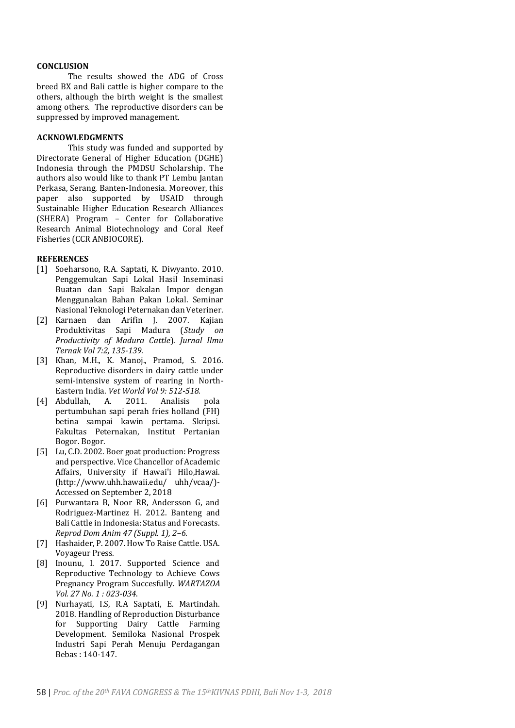## CONCLUSION

The results showed the ADG of Cross breed BX and Bali cattle is higher compare to the others, although the birth weight is the smallest among others. The reproductive disorders can be suppressed by improved management.

## ACKNOWLEDGMENTS

This study was funded and supported by Directorate General of Higher Education (DGHE) Indonesia through the PMDSU Scholarship. The authors also would like to thank PT Lembu Jantan Perkasa, Serang, Banten-Indonesia. Moreover, this paper also supported by USAID through Sustainable Higher Education Research Alliances (SHERA) Program – Center for Collaborative Research Animal Biotechnology and Coral Reef Fisheries (CCR ANBIOCORE).

## REFERENCES

[1] Soeharsono, R.A. Saptati, K. Diwyanto. 2010. Penggemukan Sapi Lokal Hasil Inseminasi Buatan dan Sapi Bakalan Impor dengan Menggunakan Bahan Pakan Lokal. Seminar Nasional Teknologi Peternakan dan Veteriner.

[2] Karnaen dan Arifin J. 2007. Kajian Produktivitas Sapi Madura (*Study on Productivity of Madura Cattle*). *Jurnal Ilmu Ternak Vol 7:2, 135-139.*

[3] Khan, M.H., K. Manoj., Pramod, S. 2016. Reproductive disorders in dairy cattle under semi-intensive system of rearing in North-Eastern India. *Vet World Vol 9: 512-518.*

[4] Abdullah, A. 2011. Analisis pola pertumbuhan sapi perah fries holland (FH) betina sampai kawin pertama. Skripsi. Fakultas Peternakan, Institut Pertanian Bogor. Bogor.

[5] Lu, C.D. 2002. Boer goat production: Progress and perspective. Vice Chancellor of Academic Affairs, University if Hawai'i Hilo,Hawai. (http://www.uhh.hawaii.edu/ uhh/vcaa/)- Accessed on September 2, 2018

[6] Purwantara B, Noor RR, Andersson G, and Rodriguez-Martinez H. 2012. Banteng and Bali Cattle in Indonesia: Status and Forecasts. *Reprod Dom Anim 47 (Suppl. 1), 2–6.*

[7] Hashaider, P. 2007. How To Raise Cattle. USA. Voyageur Press.

[8] Inounu, I. 2017. Supported Science and Reproductive Technology to Achieve Cows Pregnancy Program Succesfully. *WARTAZOA Vol. 27 No. 1 : 023-034.*

[9] Nurhayati, I.S, R.A Saptati, E. Martindah. 2018. Handling of Reproduction Disturbance for Supporting Dairy Cattle Farming Development. Semiloka Nasional Prospek Industri Sapi Perah Menuju Perdagangan Bebas : 140-147.